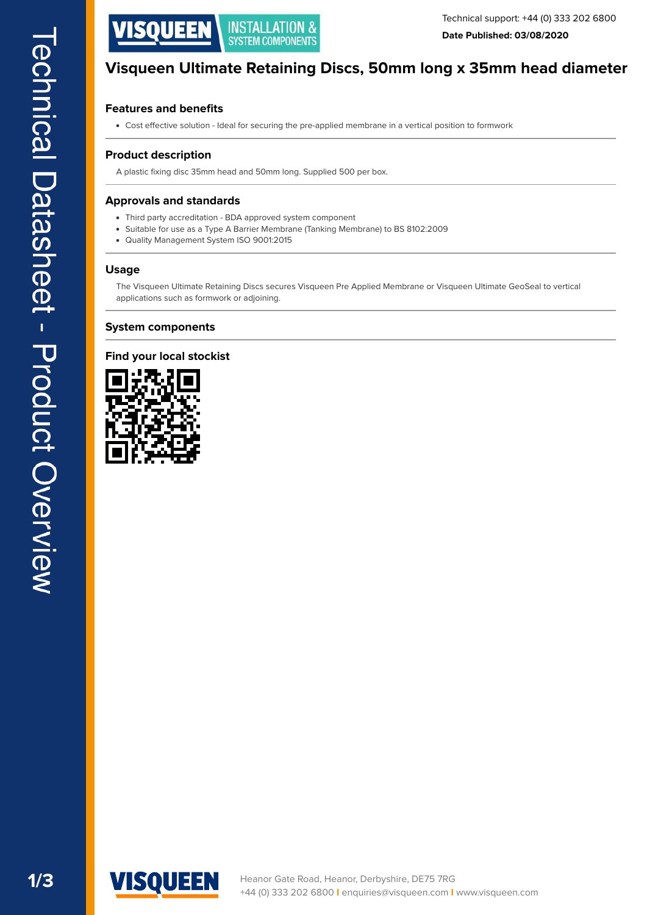Technical support: +44 (0) 333 202 6800

**Date Published: 03/08/2020**

# Visqueen Ultimate Retaining Discs, 50mm long x 35mm head diameter

## Features and benefits

- Cost effective solution - Ideal for securing the pre-applied membrane in a vertical position to formwork

## Product description

A plastic fixing disc 35mm head and 50mm long. Supplied 500 per box.

## Approvals and standards

- Third party accreditation - BDA approved system component
- Suitable for use as a Type A Barrier Membrane (Tanking Membrane) to BS 8102:2009
- Quality Management System ISO 9001:2015

## Usage

The Visqueen Ultimate Retaining Discs secures Visqueen Pre Applied Membrane or Visqueen Ultimate GeoSeal to vertical applications such as formwork or adjoining.

## System components

## Find your local stockist

Heanor Gate Road, Heanor, Derbyshire, DE75 7RG
+44 (0) 333 202 6800 | enquiries@visqueen.com | www.visqueen.com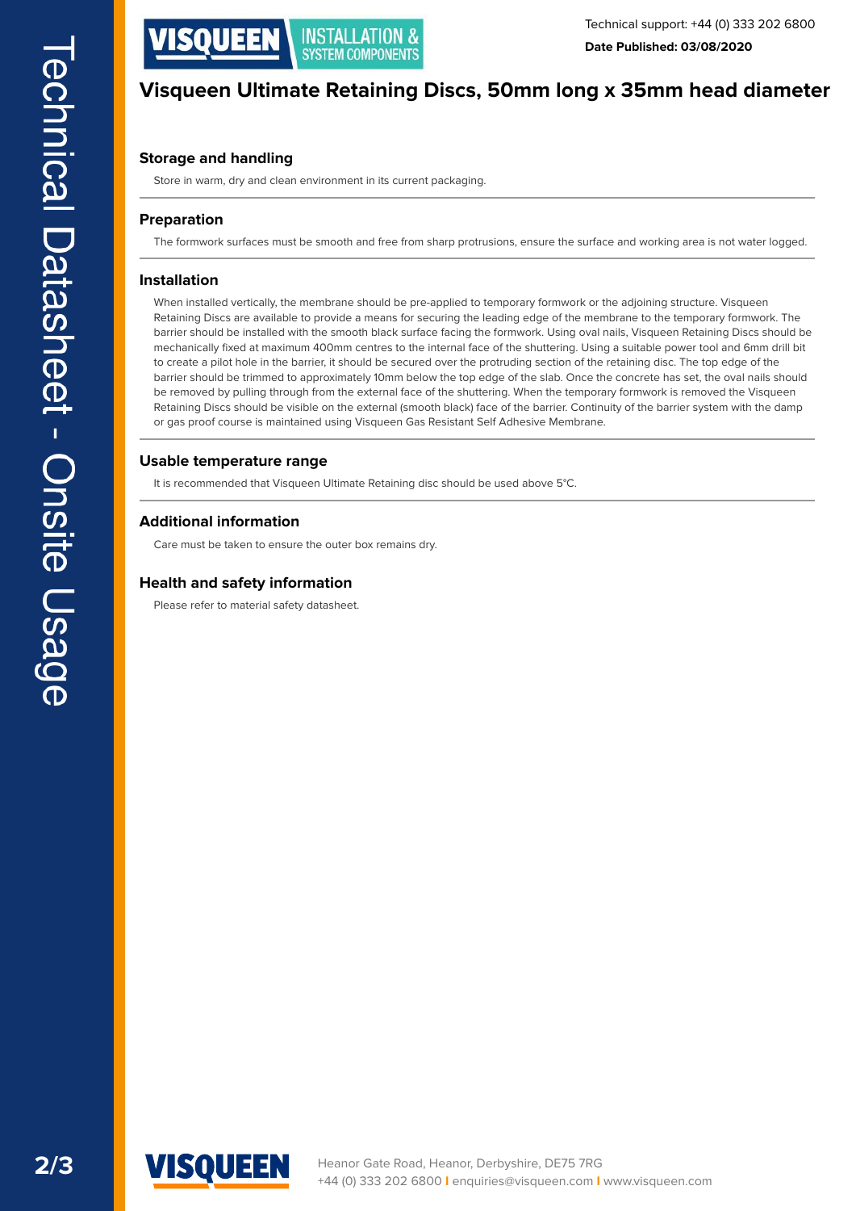# Visqueen Ultimate Retaining Discs, 50mm long x 35mm head diameter

## Storage and handling

Store in warm, dry and clean environment in its current packaging.

## Preparation

The formwork surfaces must be smooth and free from sharp protrusions, ensure the surface and working area is not water logged.

## Installation

When installed vertically, the membrane should be pre-applied to temporary formwork or the adjoining structure. Visqueen Retaining Discs are available to provide a means for securing the leading edge of the membrane to the temporary formwork. The barrier should be installed with the smooth black surface facing the formwork. Using oval nails, Visqueen Retaining Discs should be mechanically fixed at maximum 400mm centres to the internal face of the shuttering. Using a suitable power tool and 6mm drill bit to create a pilot hole in the barrier, it should be secured over the protruding section of the retaining disc. The top edge of the barrier should be trimmed to approximately 10mm below the top edge of the slab. Once the concrete has set, the oval nails should be removed by pulling through from the external face of the shuttering. When the temporary formwork is removed the Visqueen Retaining Discs should be visible on the external (smooth black) face of the barrier. Continuity of the barrier system with the damp or gas proof course is maintained using Visqueen Gas Resistant Self Adhesive Membrane.

## Usable temperature range

It is recommended that Visqueen Ultimate Retaining disc should be used above 5°C.

## Additional information

Care must be taken to ensure the outer box remains dry.

## Health and safety information

Please refer to material safety datasheet.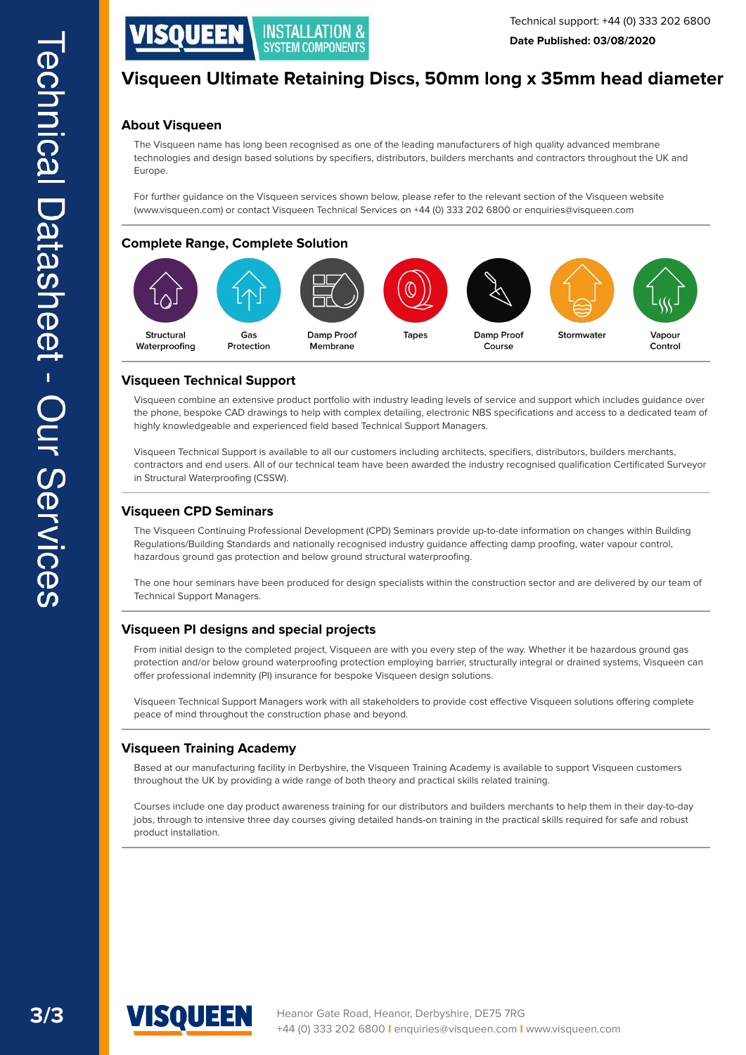# Visqueen Ultimate Retaining Discs, 50mm long x 35mm head diameter

Technical support: +44 (0) 333 202 6800

**Date Published: 03/08/2020**

## About Visqueen

The Visqueen name has long been recognised as one of the leading manufacturers of high quality advanced membrane technologies and design based solutions by specifiers, distributors, builders merchants and contractors throughout the UK and Europe.

For further guidance on the Visqueen services shown below, please refer to the relevant section of the Visqueen website (www.visqueen.com) or contact Visqueen Technical Services on +44 (0) 333 202 6800 or enquiries@visqueen.com

## Complete Range, Complete Solution

Structural Waterproofing

Gas Protection

Damp Proof Membrane

Tapes

Damp Proof Course

Stormwater

Vapour Control

## Visqueen Technical Support

Visqueen combine an extensive product portfolio with industry leading levels of service and support which includes guidance over the phone, bespoke CAD drawings to help with complex detailing, electronic NBS specifications and access to a dedicated team of highly knowledgeable and experienced field based Technical Support Managers.

Visqueen Technical Support is available to all our customers including architects, specifiers, distributors, builders merchants, contractors and end users. All of our technical team have been awarded the industry recognised qualification Certificated Surveyor in Structural Waterproofing (CSSW).

## Visqueen CPD Seminars

The Visqueen Continuing Professional Development (CPD) Seminars provide up-to-date information on changes within Building Regulations/Building Standards and nationally recognised industry guidance affecting damp proofing, water vapour control, hazardous ground gas protection and below ground structural waterproofing.

The one hour seminars have been produced for design specialists within the construction sector and are delivered by our team of Technical Support Managers.

## Visqueen PI designs and special projects

From initial design to the completed project, Visqueen are with you every step of the way. Whether it be hazardous ground gas protection and/or below ground waterproofing protection employing barrier, structurally integral or drained systems, Visqueen can offer professional indemnity (PI) insurance for bespoke Visqueen design solutions.

Visqueen Technical Support Managers work with all stakeholders to provide cost effective Visqueen solutions offering complete peace of mind throughout the construction phase and beyond.

## Visqueen Training Academy

Based at our manufacturing facility in Derbyshire, the Visqueen Training Academy is available to support Visqueen customers throughout the UK by providing a wide range of both theory and practical skills related training.

Courses include one day product awareness training for our distributors and builders merchants to help them in their day-to-day jobs, through to intensive three day courses giving detailed hands-on training in the practical skills required for safe and robust product installation.

Heanor Gate Road, Heanor, Derbyshire, DE75 7RG
+44 (0) 333 202 6800 | enquiries@visqueen.com | www.visqueen.com